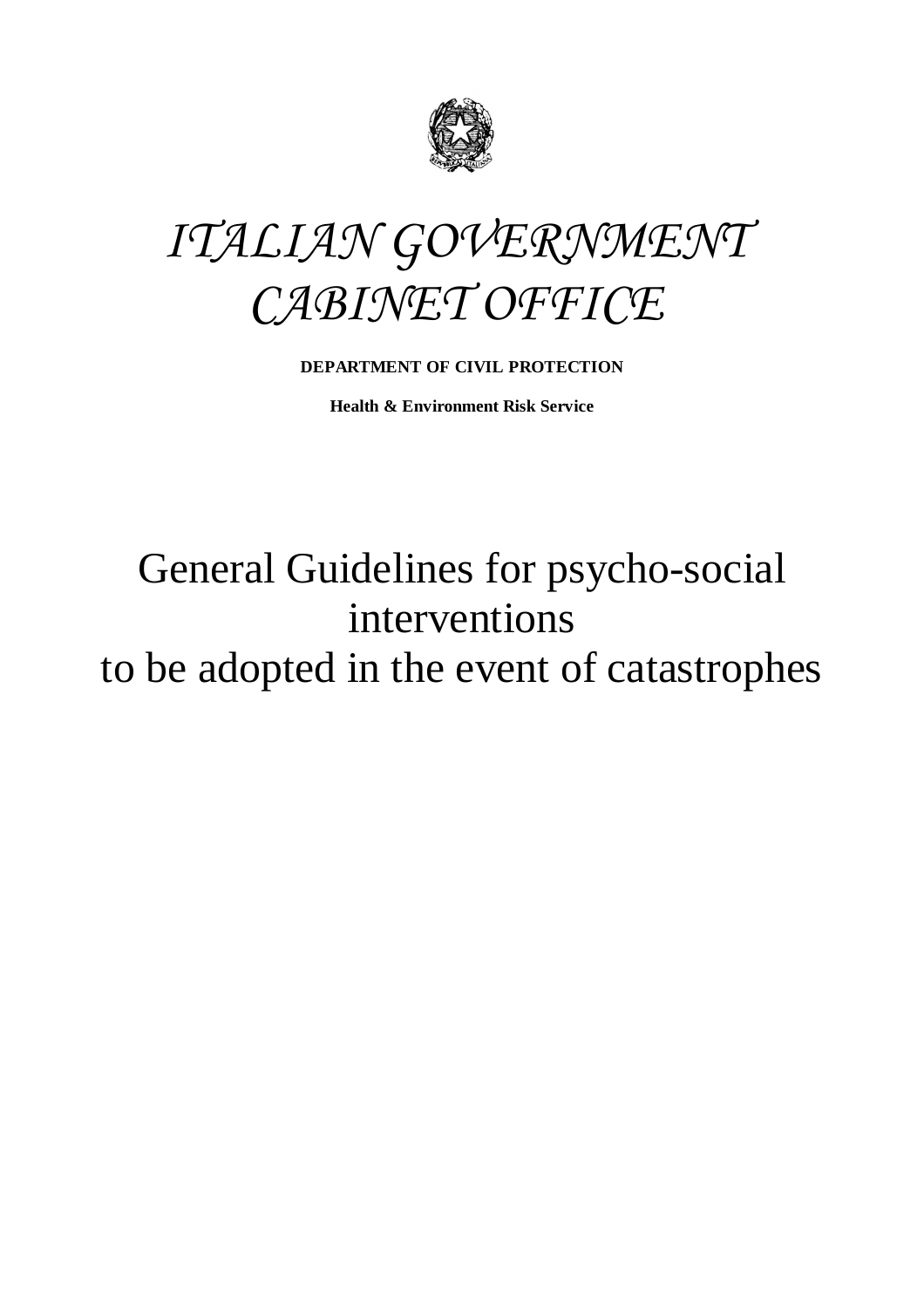# *ITALIAN GOVERNMENT CABINET OFFICE*

**DEPARTMENT OF CIVIL PROTECTION**

**Health & Environment Risk Service**

# General Guidelines for psycho-social interventions to be adopted in the event of catastrophes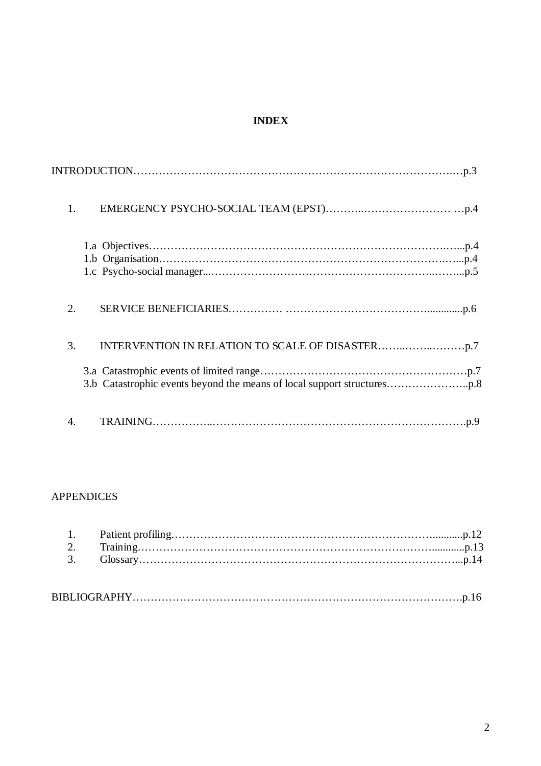# INDEX

INTRODUCTION……………………………………………………………………………….…p.3

1. EMERGENCY PSYCHO-SOCIAL TEAM (EPST)………..…………………… …p.4

   1.a Objectives………………………………………………………………….…..p.4
   1.b Organisation……………………………………………………………….…..p.4
   1.c Psycho-social manager...………………………………………………..……...p.5

2. SERVICE BENEFICIARIES………….. ………………………………….............p.6

3. INTERVENTION IN RELATION TO SCALE OF DISASTER……..……..………p.7

   3.a Catastrophic events of limited range…………………………………………………p.7
   3.b Catastrophic events beyond the means of local support structures…………………..p.8

4. TRAINING……………..……………………………………………………………….p.9

APPENDICES

1. Patient profiling…………………………………………………………………...........p.12
2. Training…………………………………………………………………………............p.13
3. Glossary………………………….……………………………………………………...p.14

BIBLIOGRAPHY……………………………………………………………………………….p.16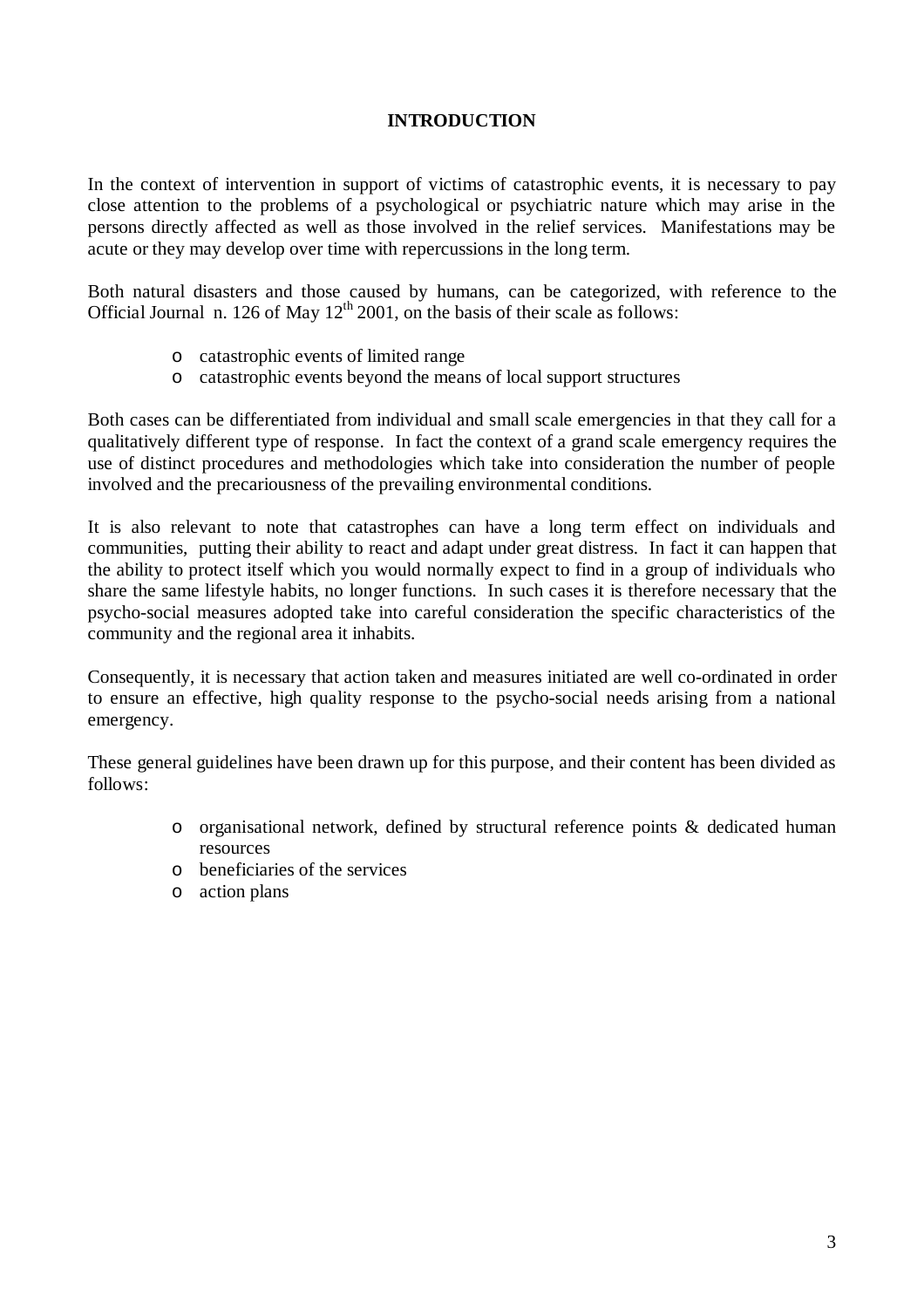# INTRODUCTION

In the context of intervention in support of victims of catastrophic events, it is necessary to pay close attention to the problems of a psychological or psychiatric nature which may arise in the persons directly affected as well as those involved in the relief services. Manifestations may be acute or they may develop over time with repercussions in the long term.

Both natural disasters and those caused by humans, can be categorized, with reference to the Official Journal n. 126 of May 12th 2001, on the basis of their scale as follows:

- catastrophic events of limited range
- catastrophic events beyond the means of local support structures

Both cases can be differentiated from individual and small scale emergencies in that they call for a qualitatively different type of response. In fact the context of a grand scale emergency requires the use of distinct procedures and methodologies which take into consideration the number of people involved and the precariousness of the prevailing environmental conditions.

It is also relevant to note that catastrophes can have a long term effect on individuals and communities, putting their ability to react and adapt under great distress. In fact it can happen that the ability to protect itself which you would normally expect to find in a group of individuals who share the same lifestyle habits, no longer functions. In such cases it is therefore necessary that the psycho-social measures adopted take into careful consideration the specific characteristics of the community and the regional area it inhabits.

Consequently, it is necessary that action taken and measures initiated are well co-ordinated in order to ensure an effective, high quality response to the psycho-social needs arising from a national emergency.

These general guidelines have been drawn up for this purpose, and their content has been divided as follows:

- organisational network, defined by structural reference points & dedicated human resources
- beneficiaries of the services
- action plans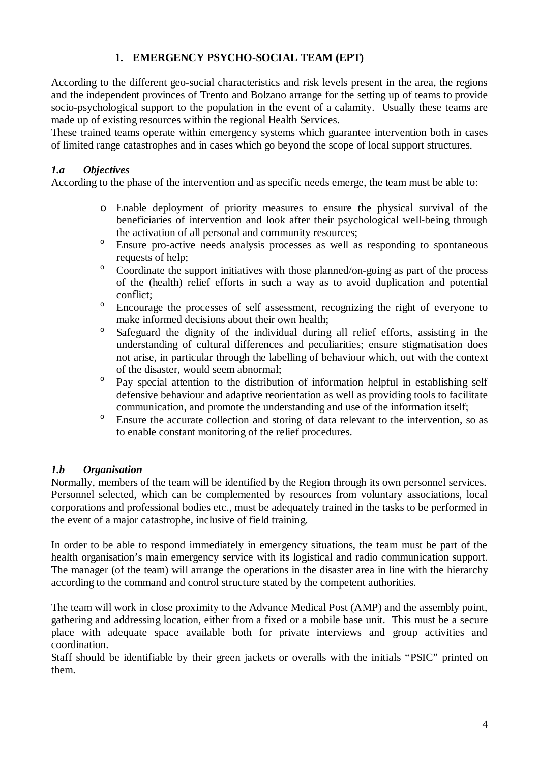## 1. EMERGENCY PSYCHO-SOCIAL TEAM (EPT)

According to the different geo-social characteristics and risk levels present in the area, the regions and the independent provinces of Trento and Bolzano arrange for the setting up of teams to provide socio-psychological support to the population in the event of a calamity. Usually these teams are made up of existing resources within the regional Health Services.

These trained teams operate within emergency systems which guarantee intervention both in cases of limited range catastrophes and in cases which go beyond the scope of local support structures.

### *1.a Objectives*

According to the phase of the intervention and as specific needs emerge, the team must be able to:

- Enable deployment of priority measures to ensure the physical survival of the beneficiaries of intervention and look after their psychological well-being through the activation of all personal and community resources;
- Ensure pro-active needs analysis processes as well as responding to spontaneous requests of help;
- Coordinate the support initiatives with those planned/on-going as part of the process of the (health) relief efforts in such a way as to avoid duplication and potential conflict;
- Encourage the processes of self assessment, recognizing the right of everyone to make informed decisions about their own health;
- Safeguard the dignity of the individual during all relief efforts, assisting in the understanding of cultural differences and peculiarities; ensure stigmatisation does not arise, in particular through the labelling of behaviour which, out with the context of the disaster, would seem abnormal;
- Pay special attention to the distribution of information helpful in establishing self defensive behaviour and adaptive reorientation as well as providing tools to facilitate communication, and promote the understanding and use of the information itself;
- Ensure the accurate collection and storing of data relevant to the intervention, so as to enable constant monitoring of the relief procedures.

### *1.b Organisation*

Normally, members of the team will be identified by the Region through its own personnel services. Personnel selected, which can be complemented by resources from voluntary associations, local corporations and professional bodies etc., must be adequately trained in the tasks to be performed in the event of a major catastrophe, inclusive of field training.

In order to be able to respond immediately in emergency situations, the team must be part of the health organisation's main emergency service with its logistical and radio communication support. The manager (of the team) will arrange the operations in the disaster area in line with the hierarchy according to the command and control structure stated by the competent authorities.

The team will work in close proximity to the Advance Medical Post (AMP) and the assembly point, gathering and addressing location, either from a fixed or a mobile base unit. This must be a secure place with adequate space available both for private interviews and group activities and coordination.

Staff should be identifiable by their green jackets or overalls with the initials "PSIC" printed on them.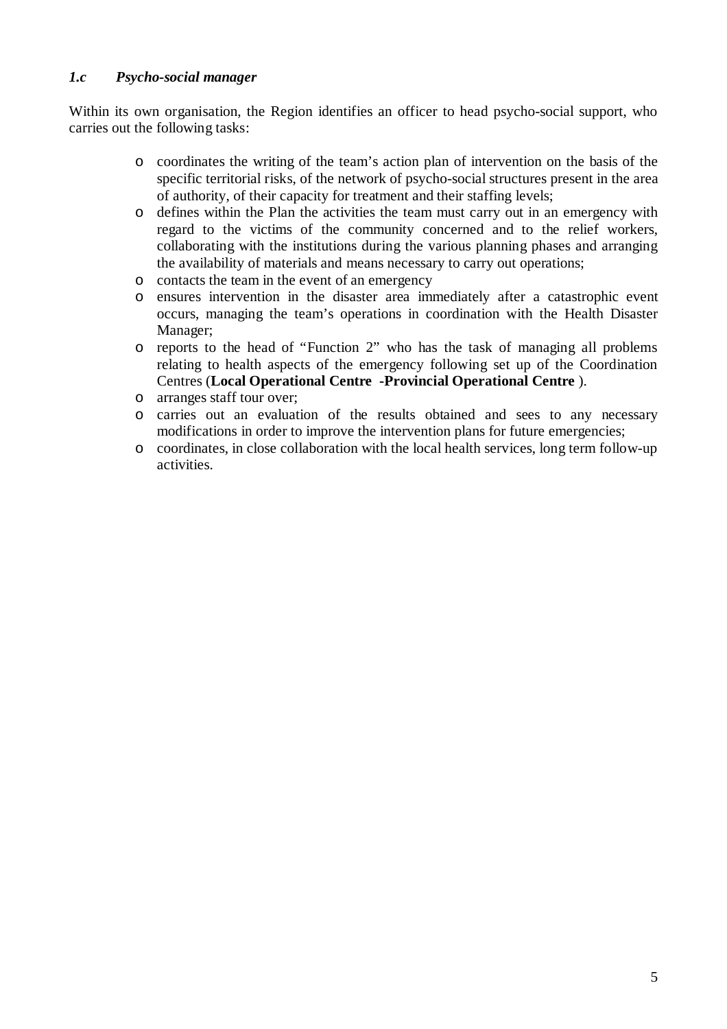### *1.c Psycho-social manager*

Within its own organisation, the Region identifies an officer to head psycho-social support, who carries out the following tasks:

- coordinates the writing of the team's action plan of intervention on the basis of the specific territorial risks, of the network of psycho-social structures present in the area of authority, of their capacity for treatment and their staffing levels;
- defines within the Plan the activities the team must carry out in an emergency with regard to the victims of the community concerned and to the relief workers, collaborating with the institutions during the various planning phases and arranging the availability of materials and means necessary to carry out operations;
- contacts the team in the event of an emergency
- ensures intervention in the disaster area immediately after a catastrophic event occurs, managing the team's operations in coordination with the Health Disaster Manager;
- reports to the head of "Function 2" who has the task of managing all problems relating to health aspects of the emergency following set up of the Coordination Centres (**Local Operational Centre -Provincial Operational Centre** ).
- arranges staff tour over;
- carries out an evaluation of the results obtained and sees to any necessary modifications in order to improve the intervention plans for future emergencies;
- coordinates, in close collaboration with the local health services, long term follow-up activities.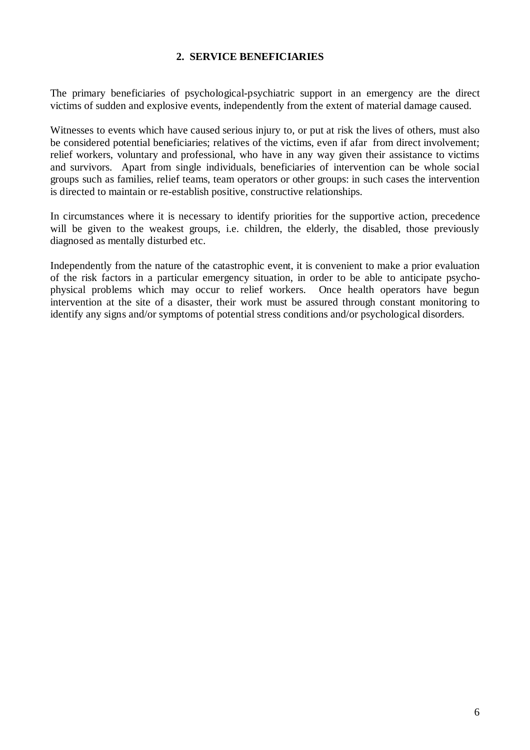## 2. SERVICE BENEFICIARIES

The primary beneficiaries of psychological-psychiatric support in an emergency are the direct victims of sudden and explosive events, independently from the extent of material damage caused.

Witnesses to events which have caused serious injury to, or put at risk the lives of others, must also be considered potential beneficiaries; relatives of the victims, even if afar from direct involvement; relief workers, voluntary and professional, who have in any way given their assistance to victims and survivors. Apart from single individuals, beneficiaries of intervention can be whole social groups such as families, relief teams, team operators or other groups: in such cases the intervention is directed to maintain or re-establish positive, constructive relationships.

In circumstances where it is necessary to identify priorities for the supportive action, precedence will be given to the weakest groups, i.e. children, the elderly, the disabled, those previously diagnosed as mentally disturbed etc.

Independently from the nature of the catastrophic event, it is convenient to make a prior evaluation of the risk factors in a particular emergency situation, in order to be able to anticipate psycho-physical problems which may occur to relief workers. Once health operators have begun intervention at the site of a disaster, their work must be assured through constant monitoring to identify any signs and/or symptoms of potential stress conditions and/or psychological disorders.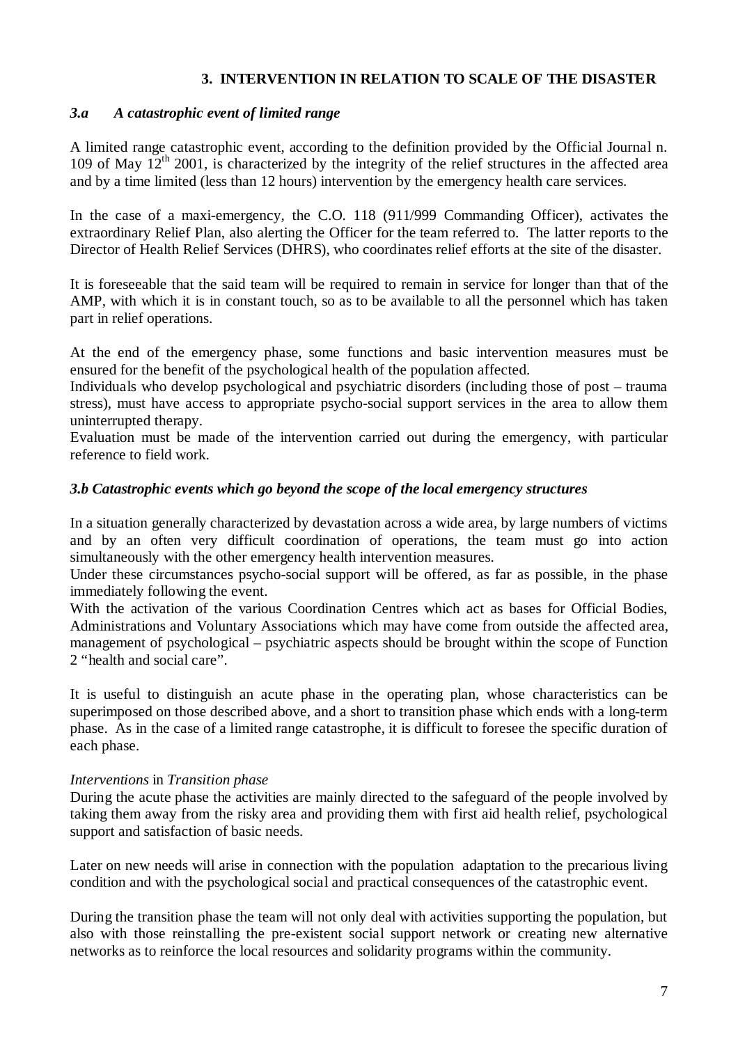## 3. INTERVENTION IN RELATION TO SCALE OF THE DISASTER

### *3.a A catastrophic event of limited range*

A limited range catastrophic event, according to the definition provided by the Official Journal n. 109 of May 12th 2001, is characterized by the integrity of the relief structures in the affected area and by a time limited (less than 12 hours) intervention by the emergency health care services.

In the case of a maxi-emergency, the C.O. 118 (911/999 Commanding Officer), activates the extraordinary Relief Plan, also alerting the Officer for the team referred to. The latter reports to the Director of Health Relief Services (DHRS), who coordinates relief efforts at the site of the disaster.

It is foreseeable that the said team will be required to remain in service for longer than that of the AMP, with which it is in constant touch, so as to be available to all the personnel which has taken part in relief operations.

At the end of the emergency phase, some functions and basic intervention measures must be ensured for the benefit of the psychological health of the population affected.
Individuals who develop psychological and psychiatric disorders (including those of post – trauma stress), must have access to appropriate psycho-social support services in the area to allow them uninterrupted therapy.
Evaluation must be made of the intervention carried out during the emergency, with particular reference to field work.

### *3.b Catastrophic events which go beyond the scope of the local emergency structures*

In a situation generally characterized by devastation across a wide area, by large numbers of victims and by an often very difficult coordination of operations, the team must go into action simultaneously with the other emergency health intervention measures.
Under these circumstances psycho-social support will be offered, as far as possible, in the phase immediately following the event.
With the activation of the various Coordination Centres which act as bases for Official Bodies, Administrations and Voluntary Associations which may have come from outside the affected area, management of psychological – psychiatric aspects should be brought within the scope of Function 2 "health and social care".

It is useful to distinguish an acute phase in the operating plan, whose characteristics can be superimposed on those described above, and a short to transition phase which ends with a long-term phase. As in the case of a limited range catastrophe, it is difficult to foresee the specific duration of each phase.

*Interventions* in *Transition phase*
During the acute phase the activities are mainly directed to the safeguard of the people involved by taking them away from the risky area and providing them with first aid health relief, psychological support and satisfaction of basic needs.

Later on new needs will arise in connection with the population adaptation to the precarious living condition and with the psychological social and practical consequences of the catastrophic event.

During the transition phase the team will not only deal with activities supporting the population, but also with those reinstalling the pre-existent social support network or creating new alternative networks as to reinforce the local resources and solidarity programs within the community.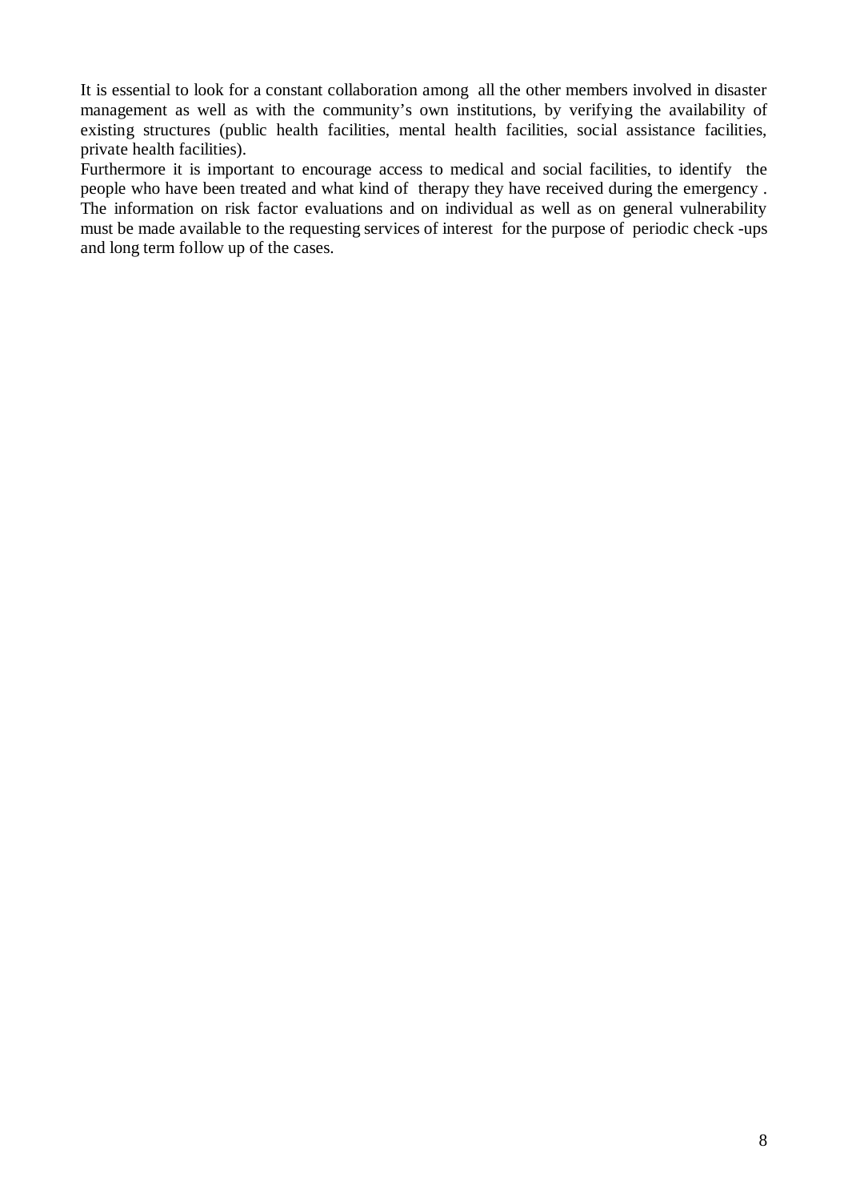It is essential to look for a constant collaboration among all the other members involved in disaster management as well as with the community's own institutions, by verifying the availability of existing structures (public health facilities, mental health facilities, social assistance facilities, private health facilities).

Furthermore it is important to encourage access to medical and social facilities, to identify the people who have been treated and what kind of therapy they have received during the emergency . The information on risk factor evaluations and on individual as well as on general vulnerability must be made available to the requesting services of interest for the purpose of periodic check -ups and long term follow up of the cases.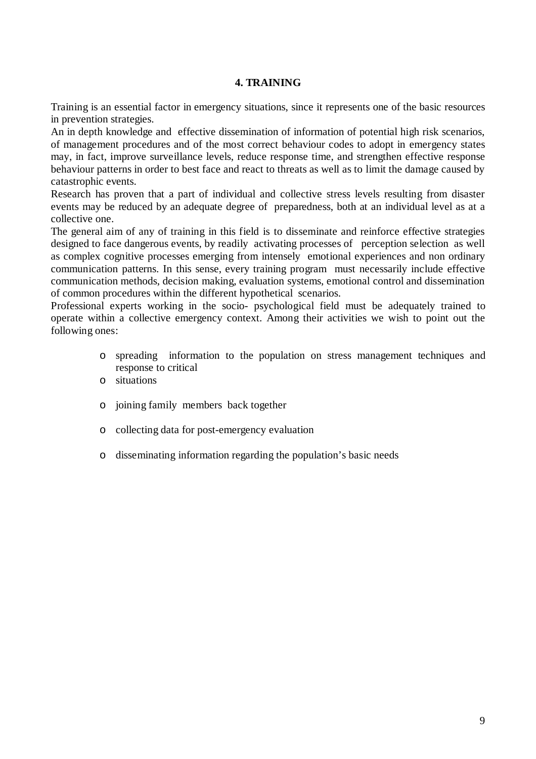## 4. TRAINING

Training is an essential factor in emergency situations, since it represents one of the basic resources in prevention strategies.

An in depth knowledge and effective dissemination of information of potential high risk scenarios, of management procedures and of the most correct behaviour codes to adopt in emergency states may, in fact, improve surveillance levels, reduce response time, and strengthen effective response behaviour patterns in order to best face and react to threats as well as to limit the damage caused by catastrophic events.

Research has proven that a part of individual and collective stress levels resulting from disaster events may be reduced by an adequate degree of preparedness, both at an individual level as at a collective one.

The general aim of any of training in this field is to disseminate and reinforce effective strategies designed to face dangerous events, by readily activating processes of perception selection as well as complex cognitive processes emerging from intensely emotional experiences and non ordinary communication patterns. In this sense, every training program must necessarily include effective communication methods, decision making, evaluation systems, emotional control and dissemination of common procedures within the different hypothetical scenarios.

Professional experts working in the socio- psychological field must be adequately trained to operate within a collective emergency context. Among their activities we wish to point out the following ones:

- spreading information to the population on stress management techniques and response to critical
- situations
- joining family members back together
- collecting data for post-emergency evaluation
- disseminating information regarding the population's basic needs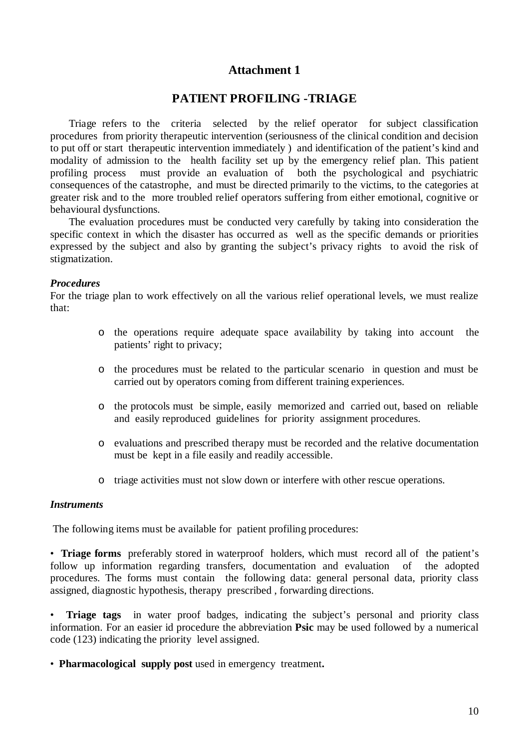# Attachment 1

## PATIENT PROFILING -TRIAGE

Triage refers to the criteria selected by the relief operator for subject classification procedures from priority therapeutic intervention (seriousness of the clinical condition and decision to put off or start therapeutic intervention immediately ) and identification of the patient's kind and modality of admission to the health facility set up by the emergency relief plan. This patient profiling process must provide an evaluation of both the psychological and psychiatric consequences of the catastrophe, and must be directed primarily to the victims, to the categories at greater risk and to the more troubled relief operators suffering from either emotional, cognitive or behavioural dysfunctions.

The evaluation procedures must be conducted very carefully by taking into consideration the specific context in which the disaster has occurred as well as the specific demands or priorities expressed by the subject and also by granting the subject's privacy rights to avoid the risk of stigmatization.

### *Procedures*

For the triage plan to work effectively on all the various relief operational levels, we must realize that:

- the operations require adequate space availability by taking into account the patients' right to privacy;
- the procedures must be related to the particular scenario in question and must be carried out by operators coming from different training experiences.
- the protocols must be simple, easily memorized and carried out, based on reliable and easily reproduced guidelines for priority assignment procedures.
- evaluations and prescribed therapy must be recorded and the relative documentation must be kept in a file easily and readily accessible.
- triage activities must not slow down or interfere with other rescue operations.

### *Instruments*

The following items must be available for patient profiling procedures:

- **Triage forms** preferably stored in waterproof holders, which must record all of the patient's follow up information regarding transfers, documentation and evaluation of the adopted procedures. The forms must contain the following data: general personal data, priority class assigned, diagnostic hypothesis, therapy prescribed , forwarding directions.
- **Triage tags** in water proof badges, indicating the subject's personal and priority class information. For an easier id procedure the abbreviation **Psic** may be used followed by a numerical code (123) indicating the priority level assigned.
- **Pharmacological supply post** used in emergency treatment**.**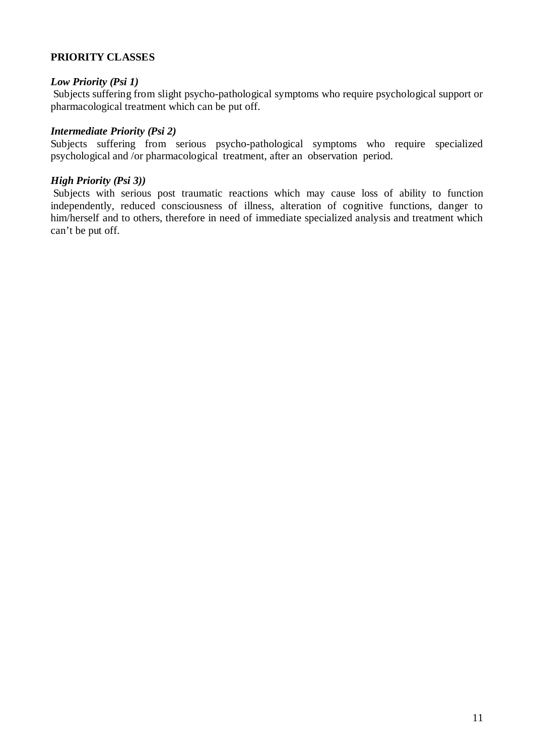**PRIORITY CLASSES**

***Low Priority (Psi 1)***

Subjects suffering from slight psycho-pathological symptoms who require psychological support or pharmacological treatment which can be put off.

***Intermediate Priority (Psi 2)***

Subjects suffering from serious psycho-pathological symptoms who require specialized psychological and /or pharmacological treatment, after an observation period.

***High Priority (Psi 3))***

Subjects with serious post traumatic reactions which may cause loss of ability to function independently, reduced consciousness of illness, alteration of cognitive functions, danger to him/herself and to others, therefore in need of immediate specialized analysis and treatment which can't be put off.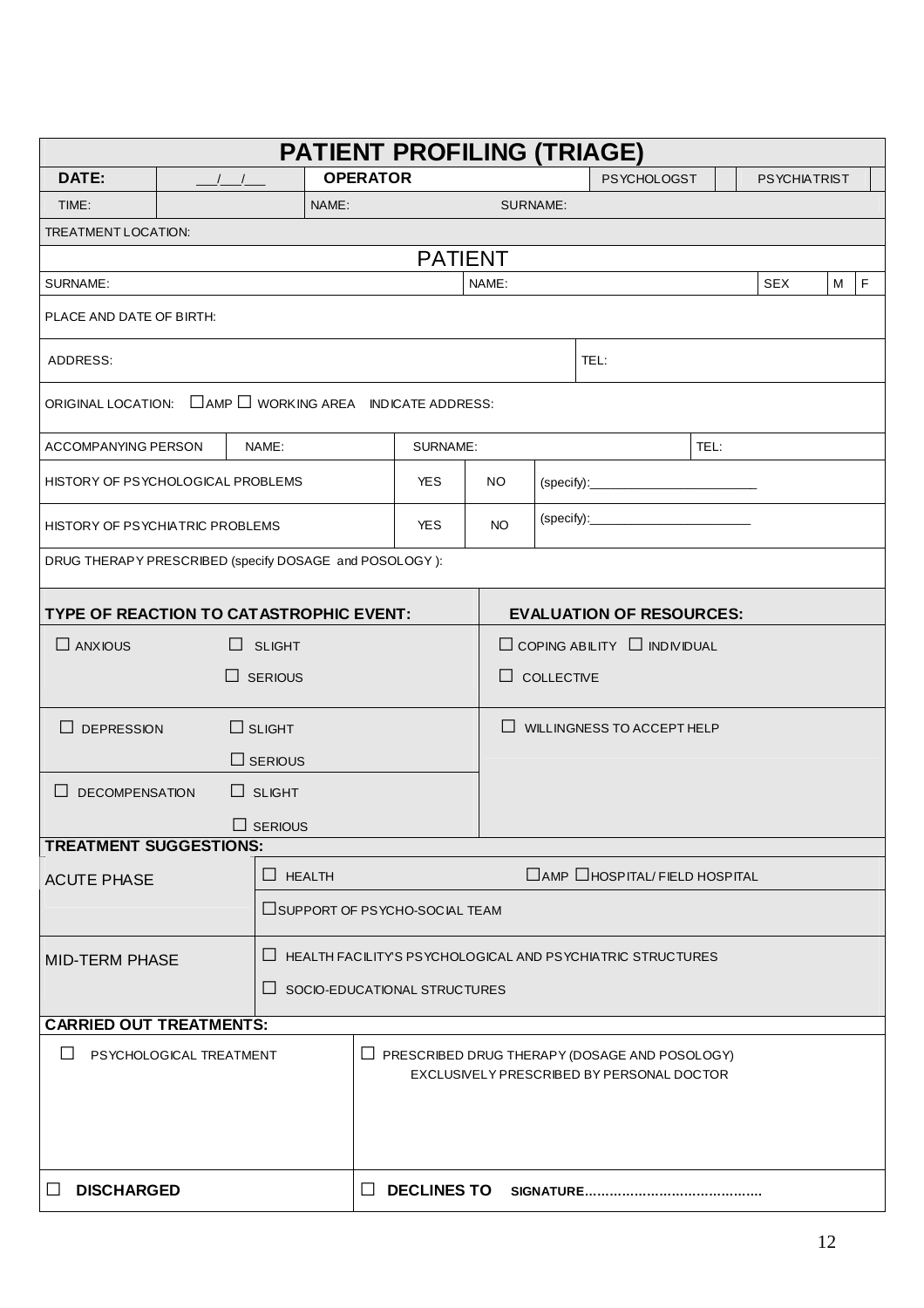# PATIENT PROFILING (TRIAGE)

| DATE: | ___/___/___ | OPERATOR | | PSYCHOLOGST | | PSYCHIATRIST | |
|---|---|---|---|---|---|---|---|
| TIME: | | NAME: | SURNAME: | | | | |
| TREATMENT LOCATION: | | | | | | | |

## PATIENT

| SURNAME: | NAME: | SEX | M | F |
|---|---|---|---|---|
| PLACE AND DATE OF BIRTH: | | | | |
| ADDRESS: | TEL: | | | |

ORIGINAL LOCATION: ☐ AMP ☐ WORKING AREA INDICATE ADDRESS:

| ACCOMPANYING PERSON | NAME: | SURNAME: | TEL: |
|---|---|---|---|

| | | | |
|---|---|---|---|
| HISTORY OF PSYCHOLOGICAL PROBLEMS | YES | NO | (specify):________________________ |
| HISTORY OF PSYCHIATRIC PROBLEMS | YES | NO | (specify):________________________ |

DRUG THERAPY PRESCRIBED (specify DOSAGE and POSOLOGY ):

| **TYPE OF REACTION TO CATASTROPHIC EVENT:** | | **EVALUATION OF RESOURCES:** |
|---|---|---|
| ☐ ANXIOUS | ☐ SLIGHT<br>☐ SERIOUS | ☐ COPING ABILITY ☐ INDIVIDUAL<br>☐ COLLECTIVE |
| ☐ DEPRESSION | ☐ SLIGHT<br>☐ SERIOUS | ☐ WILLINGNESS TO ACCEPT HELP |
| ☐ DECOMPENSATION | ☐ SLIGHT<br>☐ SERIOUS | |

**TREATMENT SUGGESTIONS:**

| | | |
|---|---|---|
| ACUTE PHASE | ☐ HEALTH | ☐ AMP ☐ HOSPITAL/ FIELD HOSPITAL |
| | ☐ SUPPORT OF PSYCHO-SOCIAL TEAM | |
| MID-TERM PHASE | ☐ HEALTH FACILITY'S PSYCHOLOGICAL AND PSYCHIATRIC STRUCTURES | |
| | ☐ SOCIO-EDUCATIONAL STRUCTURES | |

**CARRIED OUT TREATMENTS:**

| | |
|---|---|
| ☐ PSYCHOLOGICAL TREATMENT | ☐ PRESCRIBED DRUG THERAPY (DOSAGE AND POSOLOGY)<br>EXCLUSIVELY PRESCRIBED BY PERSONAL DOCTOR |
| ☐ **DISCHARGED** | ☐ **DECLINES TO** **SIGNATURE..........................................** |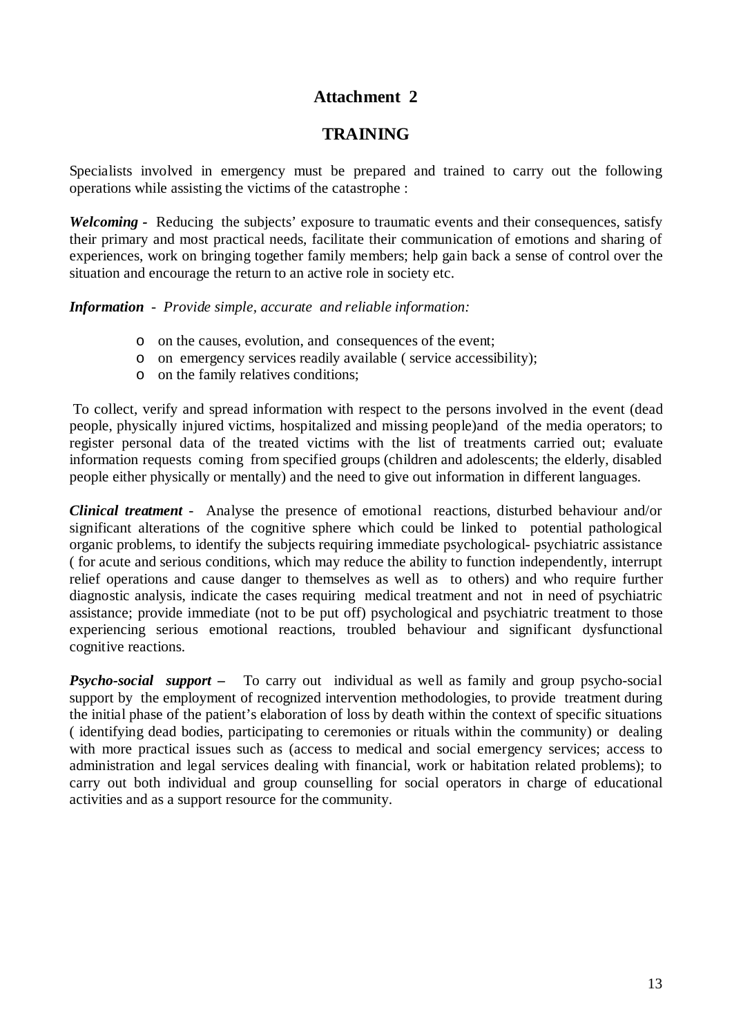# Attachment 2

## TRAINING

Specialists involved in emergency must be prepared and trained to carry out the following operations while assisting the victims of the catastrophe :

***Welcoming*** - Reducing the subjects' exposure to traumatic events and their consequences, satisfy their primary and most practical needs, facilitate their communication of emotions and sharing of experiences, work on bringing together family members; help gain back a sense of control over the situation and encourage the return to an active role in society etc.

***Information*** - *Provide simple, accurate and reliable information:*

- on the causes, evolution, and consequences of the event;
- on emergency services readily available ( service accessibility);
- on the family relatives conditions;

To collect, verify and spread information with respect to the persons involved in the event (dead people, physically injured victims, hospitalized and missing people)and of the media operators; to register personal data of the treated victims with the list of treatments carried out; evaluate information requests coming from specified groups (children and adolescents; the elderly, disabled people either physically or mentally) and the need to give out information in different languages.

***Clinical treatment*** - Analyse the presence of emotional reactions, disturbed behaviour and/or significant alterations of the cognitive sphere which could be linked to potential pathological organic problems, to identify the subjects requiring immediate psychological- psychiatric assistance ( for acute and serious conditions, which may reduce the ability to function independently, interrupt relief operations and cause danger to themselves as well as to others) and who require further diagnostic analysis, indicate the cases requiring medical treatment and not in need of psychiatric assistance; provide immediate (not to be put off) psychological and psychiatric treatment to those experiencing serious emotional reactions, troubled behaviour and significant dysfunctional cognitive reactions.

***Psycho-social support –*** To carry out individual as well as family and group psycho-social support by the employment of recognized intervention methodologies, to provide treatment during the initial phase of the patient's elaboration of loss by death within the context of specific situations ( identifying dead bodies, participating to ceremonies or rituals within the community) or dealing with more practical issues such as (access to medical and social emergency services; access to administration and legal services dealing with financial, work or habitation related problems); to carry out both individual and group counselling for social operators in charge of educational activities and as a support resource for the community.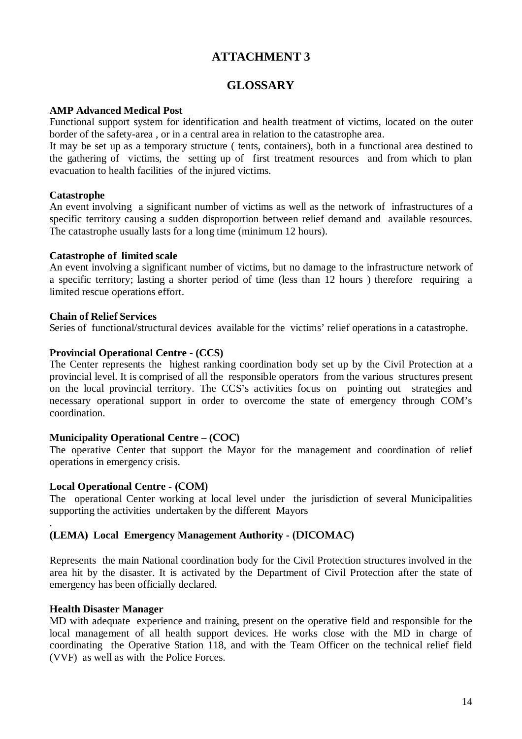# ATTACHMENT 3

# GLOSSARY

**AMP Advanced Medical Post**

Functional support system for identification and health treatment of victims, located on the outer border of the safety-area , or in a central area in relation to the catastrophe area.

It may be set up as a temporary structure ( tents, containers), both in a functional area destined to the gathering of victims, the setting up of first treatment resources and from which to plan evacuation to health facilities of the injured victims.

**Catastrophe**

An event involving a significant number of victims as well as the network of infrastructures of a specific territory causing a sudden disproportion between relief demand and available resources. The catastrophe usually lasts for a long time (minimum 12 hours).

**Catastrophe of limited scale**

An event involving a significant number of victims, but no damage to the infrastructure network of a specific territory; lasting a shorter period of time (less than 12 hours ) therefore requiring a limited rescue operations effort.

**Chain of Relief Services**

Series of functional/structural devices available for the victims' relief operations in a catastrophe.

**Provincial Operational Centre - (CCS)**

The Center represents the highest ranking coordination body set up by the Civil Protection at a provincial level. It is comprised of all the responsible operators from the various structures present on the local provincial territory. The CCS's activities focus on pointing out strategies and necessary operational support in order to overcome the state of emergency through COM's coordination.

**Municipality Operational Centre – (COC)**

The operative Center that support the Mayor for the management and coordination of relief operations in emergency crisis.

**Local Operational Centre - (COM)**

The operational Center working at local level under the jurisdiction of several Municipalities supporting the activities undertaken by the different Mayors

.

**(LEMA) Local Emergency Management Authority - (DICOMAC)**

Represents the main National coordination body for the Civil Protection structures involved in the area hit by the disaster. It is activated by the Department of Civil Protection after the state of emergency has been officially declared.

**Health Disaster Manager**

MD with adequate experience and training, present on the operative field and responsible for the local management of all health support devices. He works close with the MD in charge of coordinating the Operative Station 118, and with the Team Officer on the technical relief field (VVF) as well as with the Police Forces.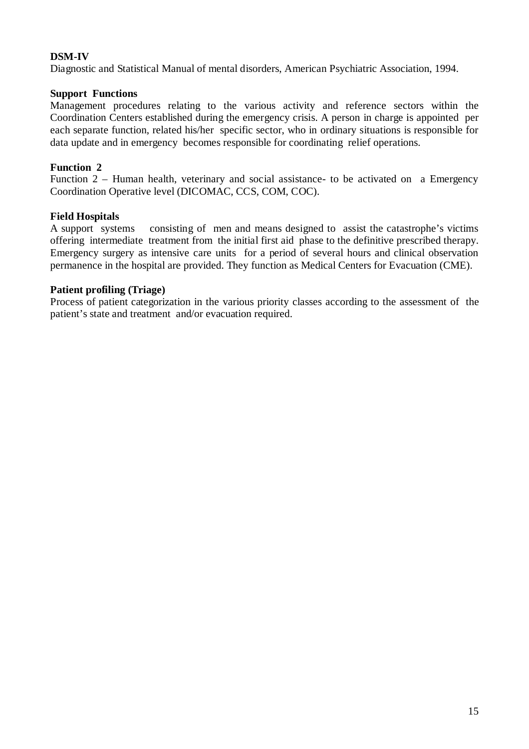**DSM-IV**

Diagnostic and Statistical Manual of mental disorders, American Psychiatric Association, 1994.

**Support Functions**

Management procedures relating to the various activity and reference sectors within the Coordination Centers established during the emergency crisis. A person in charge is appointed per each separate function, related his/her specific sector, who in ordinary situations is responsible for data update and in emergency becomes responsible for coordinating relief operations.

**Function 2**

Function 2 – Human health, veterinary and social assistance- to be activated on a Emergency Coordination Operative level (DICOMAC, CCS, COM, COC).

**Field Hospitals**

A support systems consisting of men and means designed to assist the catastrophe's victims offering intermediate treatment from the initial first aid phase to the definitive prescribed therapy. Emergency surgery as intensive care units for a period of several hours and clinical observation permanence in the hospital are provided. They function as Medical Centers for Evacuation (CME).

**Patient profiling (Triage)**

Process of patient categorization in the various priority classes according to the assessment of the patient's state and treatment and/or evacuation required.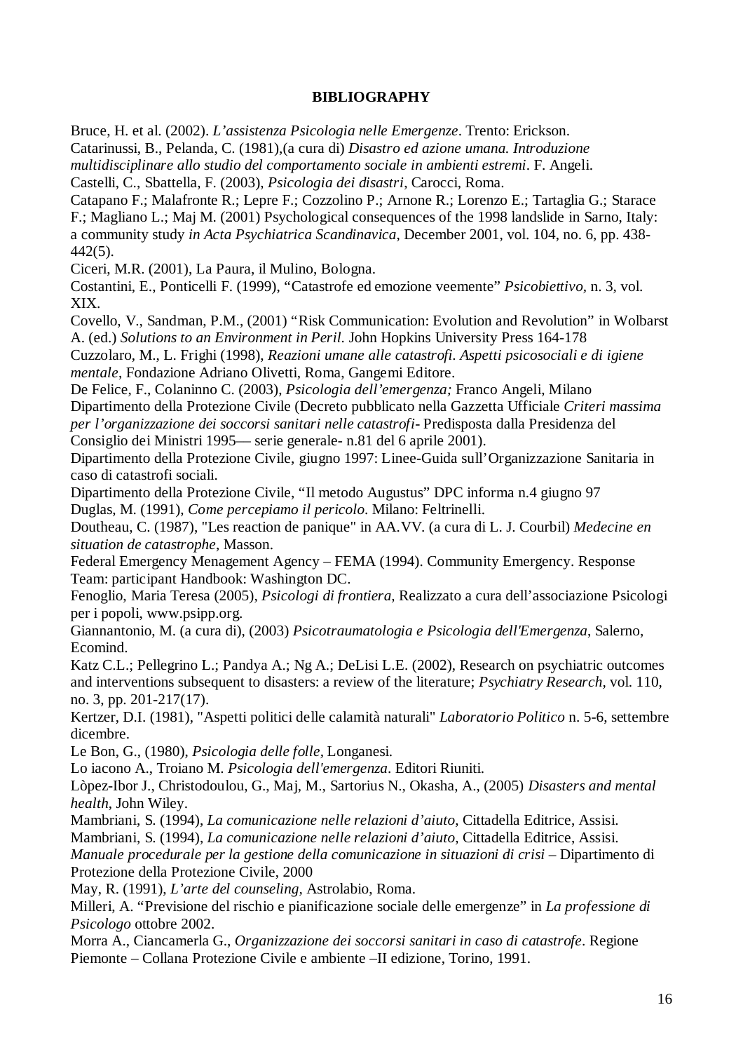**BIBLIOGRAPHY**

Bruce, H. et al. (2002). *L'assistenza Psicologia nelle Emergenze*. Trento: Erickson.
Catarinussi, B., Pelanda, C. (1981),(a cura di) *Disastro ed azione umana. Introduzione multidisciplinare allo studio del comportamento sociale in ambienti estremi*. F. Angeli.
Castelli, C., Sbattella, F. (2003), *Psicologia dei disastri*, Carocci, Roma.
Catapano F.; Malafronte R.; Lepre F.; Cozzolino P.; Arnone R.; Lorenzo E.; Tartaglia G.; Starace F.; Magliano L.; Maj M. (2001) Psychological consequences of the 1998 landslide in Sarno, Italy: a community study *in Acta Psychiatrica Scandinavica*, December 2001, vol. 104, no. 6, pp. 438-442(5).
Ciceri, M.R. (2001), La Paura, il Mulino, Bologna.
Costantini, E., Ponticelli F. (1999), "Catastrofe ed emozione veemente" *Psicobiettivo*, n. 3, vol. XIX.
Covello, V., Sandman, P.M., (2001) "Risk Communication: Evolution and Revolution" in Wolbarst A. (ed.) *Solutions to an Environment in Peril.* John Hopkins University Press 164-178
Cuzzolaro, M., L. Frighi (1998), *Reazioni umane alle catastrofi. Aspetti psicosociali e di igiene mentale*, Fondazione Adriano Olivetti, Roma, Gangemi Editore.
De Felice, F., Colaninno C. (2003), *Psicologia dell'emergenza;* Franco Angeli, Milano
Dipartimento della Protezione Civile (Decreto pubblicato nella Gazzetta Ufficiale *Criteri massima per l'organizzazione dei soccorsi sanitari nelle catastrofi*- Predisposta dalla Presidenza del Consiglio dei Ministri 1995— serie generale- n.81 del 6 aprile 2001).
Dipartimento della Protezione Civile, giugno 1997: Linee-Guida sull'Organizzazione Sanitaria in caso di catastrofi sociali.
Dipartimento della Protezione Civile, "Il metodo Augustus" DPC informa n.4 giugno 97
Duglas, M. (1991), *Come percepiamo il pericolo*. Milano: Feltrinelli.
Doutheau, C. (1987), "Les reaction de panique" in AA.VV. (a cura di L. J. Courbil) *Medecine en situation de catastrophe*, Masson.
Federal Emergency Menagement Agency – FEMA (1994). Community Emergency. Response Team: participant Handbook: Washington DC.
Fenoglio, Maria Teresa (2005), *Psicologi di frontiera,* Realizzato a cura dell'associazione Psicologi per i popoli, www.psipp.org.
Giannantonio, M. (a cura di), (2003) *Psicotraumatologia e Psicologia dell'Emergenza*, Salerno, Ecomind.
Katz C.L.; Pellegrino L.; Pandya A.; Ng A.; DeLisi L.E. (2002), Research on psychiatric outcomes and interventions subsequent to disasters: a review of the literature; *Psychiatry Research*, vol. 110, no. 3, pp. 201-217(17).
Kertzer, D.I. (1981), "Aspetti politici delle calamità naturali" *Laboratorio Politico* n. 5-6, settembre dicembre.
Le Bon, G., (1980), *Psicologia delle folle*, Longanesi.
Lo iacono A., Troiano M. *Psicologia dell'emergenza*. Editori Riuniti.
Lòpez-Ibor J., Christodoulou, G., Maj, M., Sartorius N., Okasha, A., (2005) *Disasters and mental health*, John Wiley.
Mambriani, S. (1994), *La comunicazione nelle relazioni d'aiuto*, Cittadella Editrice, Assisi.
Mambriani, S. (1994), *La comunicazione nelle relazioni d'aiuto*, Cittadella Editrice, Assisi.
*Manuale procedurale per la gestione della comunicazione in situazioni di crisi* – Dipartimento di Protezione della Protezione Civile, 2000
May, R. (1991), *L'arte del counseling*, Astrolabio, Roma.
Milleri, A. "Previsione del rischio e pianificazione sociale delle emergenze" in *La professione di Psicologo* ottobre 2002.
Morra A., Ciancamerla G., *Organizzazione dei soccorsi sanitari in caso di catastrofe*. Regione Piemonte – Collana Protezione Civile e ambiente –II edizione, Torino, 1991.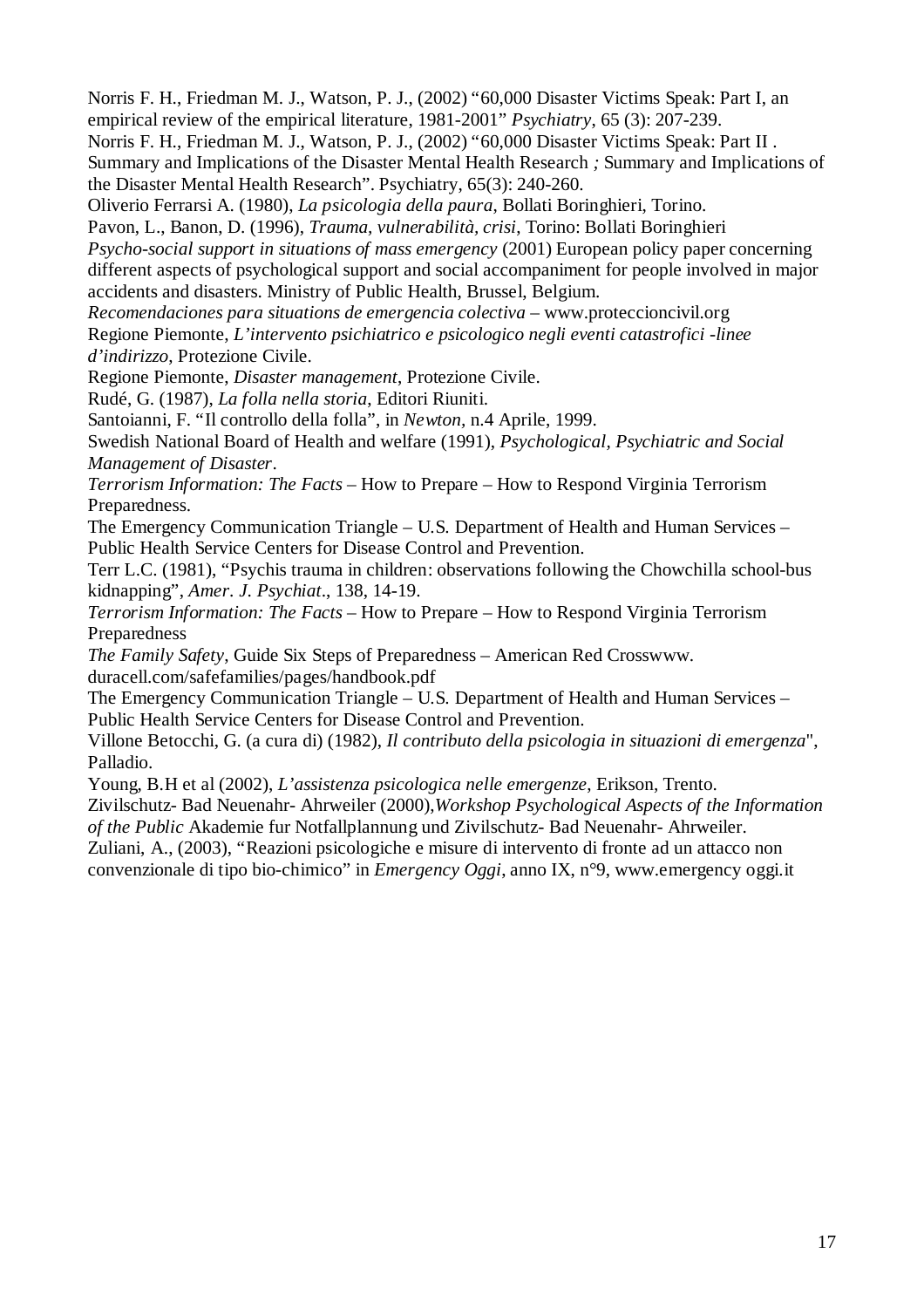Norris F. H., Friedman M. J., Watson, P. J., (2002) "60,000 Disaster Victims Speak: Part I, an empirical review of the empirical literature, 1981-2001" *Psychiatry*, 65 (3): 207-239.

Norris F. H., Friedman M. J., Watson, P. J., (2002) "60,000 Disaster Victims Speak: Part II . Summary and Implications of the Disaster Mental Health Research *;* Summary and Implications of the Disaster Mental Health Research". Psychiatry, 65(3): 240-260.

Oliverio Ferrarsi A. (1980), *La psicologia della paura*, Bollati Boringhieri, Torino.

Pavon, L., Banon, D. (1996), *Trauma, vulnerabilità, crisi*, Torino: Bollati Boringhieri

*Psycho-social support in situations of mass emergency* (2001) European policy paper concerning different aspects of psychological support and social accompaniment for people involved in major accidents and disasters. Ministry of Public Health, Brussel, Belgium.

*Recomendaciones para situations de emergencia colectiva* – www.proteccioncivil.org

Regione Piemonte, *L'intervento psichiatrico e psicologico negli eventi catastrofici -linee d'indirizzo*, Protezione Civile.

Regione Piemonte, *Disaster management*, Protezione Civile.

Rudé, G. (1987), *La folla nella storia*, Editori Riuniti.

Santoianni, F. "Il controllo della folla", in *Newton*, n.4 Aprile, 1999.

Swedish National Board of Health and welfare (1991), *Psychological, Psychiatric and Social Management of Disaster*.

*Terrorism Information: The Facts* – How to Prepare – How to Respond Virginia Terrorism Preparedness.

The Emergency Communication Triangle – U.S. Department of Health and Human Services – Public Health Service Centers for Disease Control and Prevention.

Terr L.C. (1981), "Psychis trauma in children: observations following the Chowchilla school-bus kidnapping", *Amer. J. Psychiat*., 138, 14-19.

*Terrorism Information: The Facts* – How to Prepare – How to Respond Virginia Terrorism Preparedness

*The Family Safety*, Guide Six Steps of Preparedness – American Red Crosswww. duracell.com/safefamilies/pages/handbook.pdf

The Emergency Communication Triangle – U.S. Department of Health and Human Services – Public Health Service Centers for Disease Control and Prevention.

Villone Betocchi, G. (a cura di) (1982), *Il contributo della psicologia in situazioni di emergenza*", Palladio.

Young, B.H et al (2002), *L'assistenza psicologica nelle emergenze*, Erikson, Trento.

Zivilschutz- Bad Neuenahr- Ahrweiler (2000),*Workshop Psychological Aspects of the Information of the Public* Akademie fur Notfallplannung und Zivilschutz- Bad Neuenahr- Ahrweiler.

Zuliani, A., (2003), "Reazioni psicologiche e misure di intervento di fronte ad un attacco non convenzionale di tipo bio-chimico" in *Emergency Oggi*, anno IX, n°9, www.emergency oggi.it